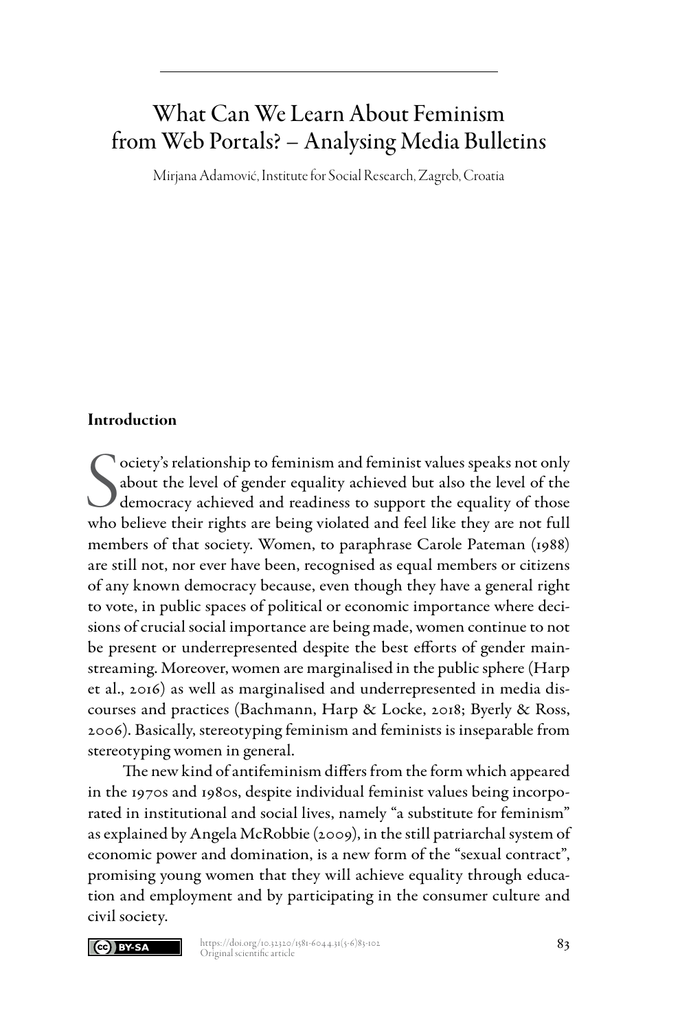# What Can We Learn About Feminism from Web Portals? – Analysing Media Bulletins

Mirjana Adamović, Institute for Social Research, Zagreb, Croatia

## Introduction

Society's relationship to feminism and feminist values speaks not only about the level of gender equality achieved but also the level of the democracy achieved and readiness to support the equality of those who believe their rights are being violated and feel like they are not full members of that society. Women, to paraphrase Carole Pateman (1988) are still not, nor ever have been, recognised as equal members or citizens of any known democracy because, even though they have a general right to vote, in public spaces of political or economic importance where decisions of crucial social importance are being made, women continue to not be present or underrepresented despite the best efforts of gender mainstreaming. Moreover, women are marginalised in the public sphere (Harp et al., 2016) as well as marginalised and underrepresented in media discourses and practices (Bachmann, Harp & Locke, 2018; Byerly & Ross, 2006). Basically, stereotyping feminism and feminists is inseparable from stereotyping women in general.

The new kind of antifeminism differs from the form which appeared in the 1970s and 1980s, despite individual feminist values being incorporated in institutional and social lives, namely "a substitute for feminism" as explained by Angela McRobbie (2009), in the still patriarchal system of economic power and domination, is a new form of the "sexual contract", promising young women that they will achieve equality through education and employment and by participating in the consumer culture and civil society.

https://doi.org/10.32320/1581-6044.31(5-6)83-102
Original scientific article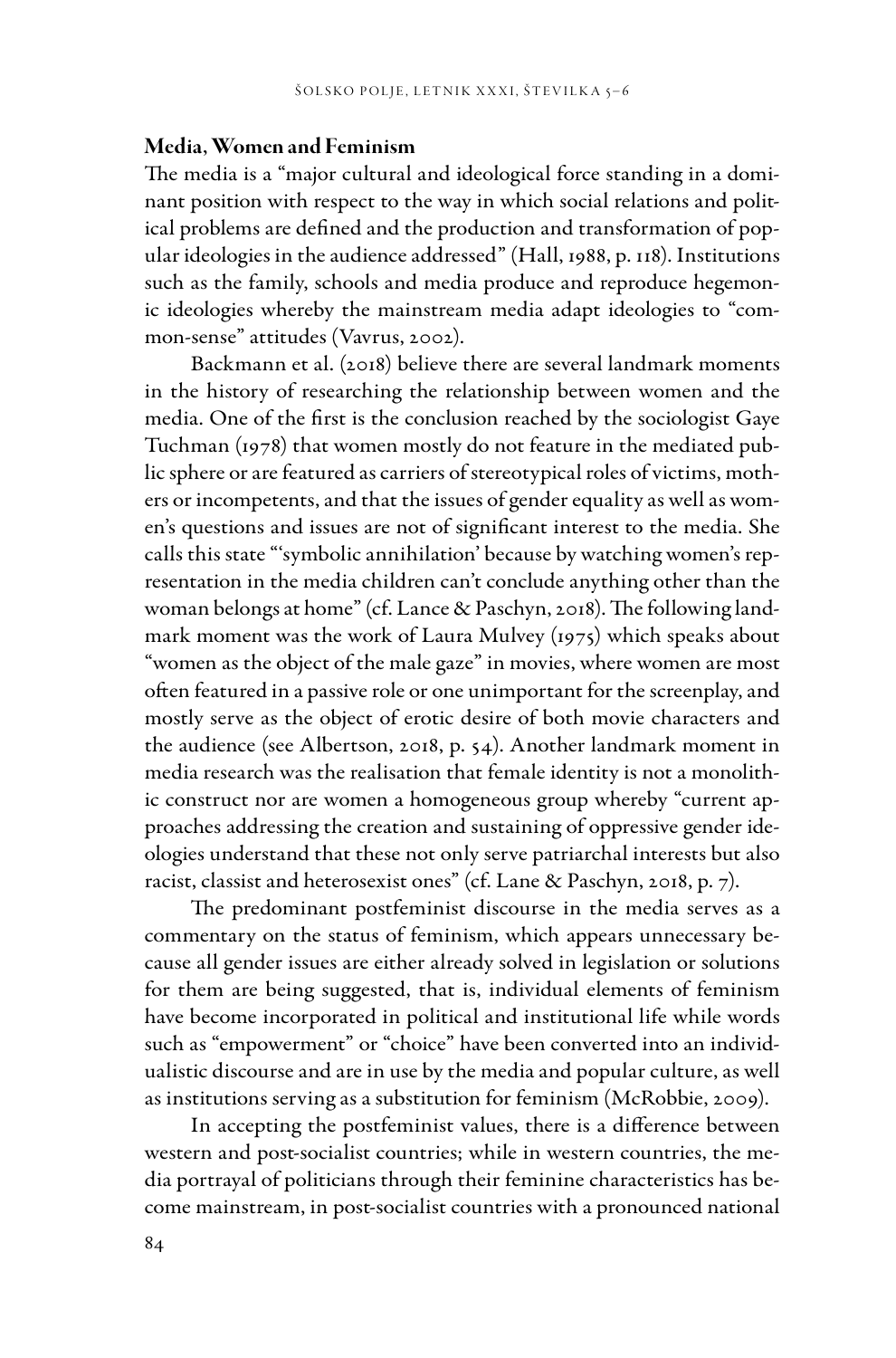### Media, Women and Feminism

The media is a "major cultural and ideological force standing in a dominant position with respect to the way in which social relations and political problems are defined and the production and transformation of popular ideologies in the audience addressed" (Hall, 1988, p. 118). Institutions such as the family, schools and media produce and reproduce hegemonic ideologies whereby the mainstream media adapt ideologies to "common-sense" attitudes (Vavrus, 2002).

Backmann et al. (2018) believe there are several landmark moments in the history of researching the relationship between women and the media. One of the first is the conclusion reached by the sociologist Gaye Tuchman (1978) that women mostly do not feature in the mediated public sphere or are featured as carriers of stereotypical roles of victims, mothers or incompetents, and that the issues of gender equality as well as women's questions and issues are not of significant interest to the media. She calls this state "'symbolic annihilation' because by watching women's representation in the media children can't conclude anything other than the woman belongs at home" (cf. Lance & Paschyn, 2018). The following landmark moment was the work of Laura Mulvey (1975) which speaks about "women as the object of the male gaze" in movies, where women are most often featured in a passive role or one unimportant for the screenplay, and mostly serve as the object of erotic desire of both movie characters and the audience (see Albertson, 2018, p. 54). Another landmark moment in media research was the realisation that female identity is not a monolithic construct nor are women a homogeneous group whereby "current approaches addressing the creation and sustaining of oppressive gender ideologies understand that these not only serve patriarchal interests but also racist, classist and heterosexist ones" (cf. Lane & Paschyn, 2018, p. 7).

The predominant postfeminist discourse in the media serves as a commentary on the status of feminism, which appears unnecessary because all gender issues are either already solved in legislation or solutions for them are being suggested, that is, individual elements of feminism have become incorporated in political and institutional life while words such as "empowerment" or "choice" have been converted into an individualistic discourse and are in use by the media and popular culture, as well as institutions serving as a substitution for feminism (McRobbie, 2009).

In accepting the postfeminist values, there is a difference between western and post-socialist countries; while in western countries, the media portrayal of politicians through their feminine characteristics has become mainstream, in post-socialist countries with a pronounced national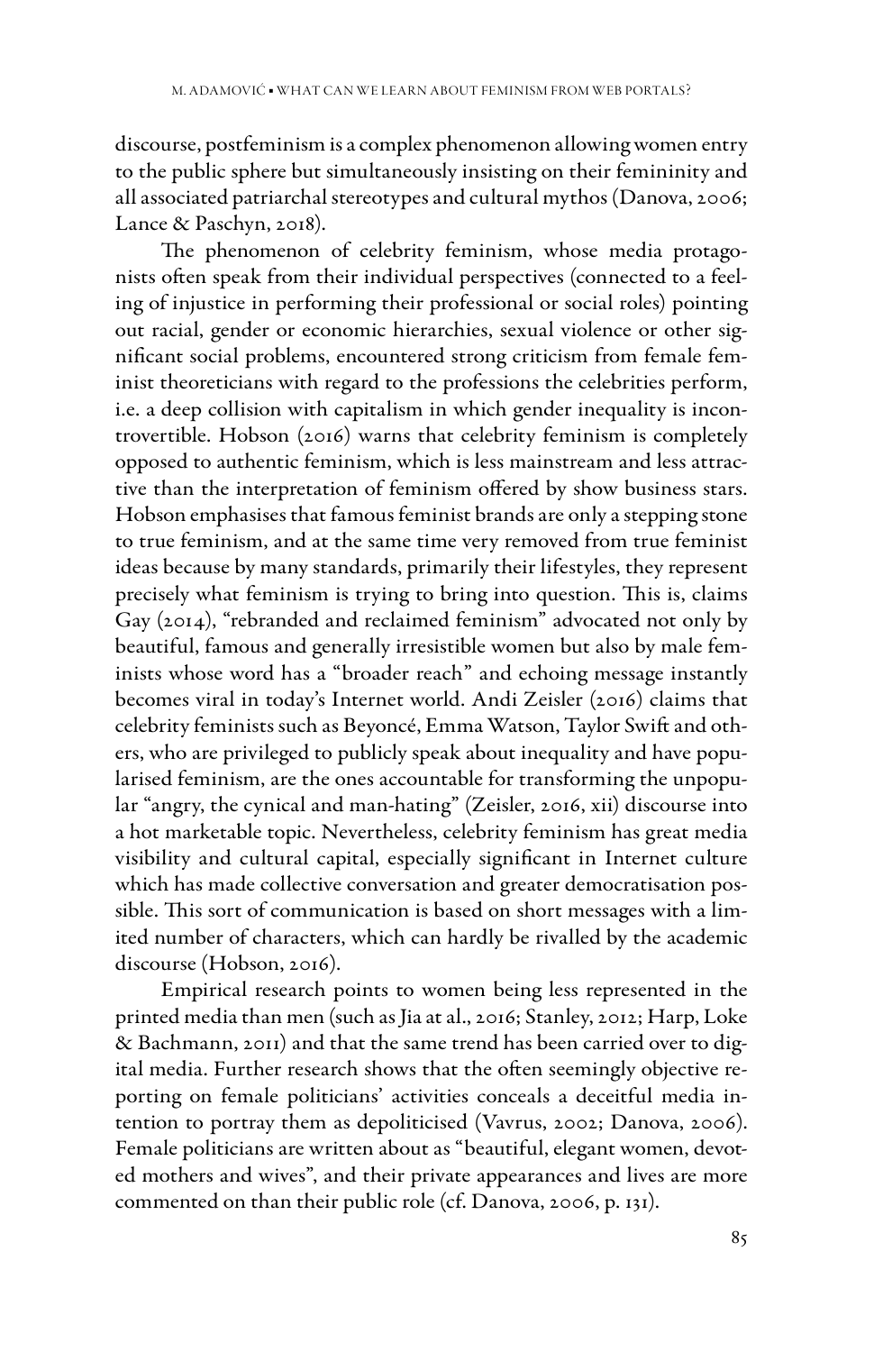discourse, postfeminism is a complex phenomenon allowing women entry to the public sphere but simultaneously insisting on their femininity and all associated patriarchal stereotypes and cultural mythos (Danova, 2006; Lance & Paschyn, 2018).

The phenomenon of celebrity feminism, whose media protagonists often speak from their individual perspectives (connected to a feeling of injustice in performing their professional or social roles) pointing out racial, gender or economic hierarchies, sexual violence or other significant social problems, encountered strong criticism from female feminist theoreticians with regard to the professions the celebrities perform, i.e. a deep collision with capitalism in which gender inequality is incontrovertible. Hobson (2016) warns that celebrity feminism is completely opposed to authentic feminism, which is less mainstream and less attractive than the interpretation of feminism offered by show business stars. Hobson emphasises that famous feminist brands are only a stepping stone to true feminism, and at the same time very removed from true feminist ideas because by many standards, primarily their lifestyles, they represent precisely what feminism is trying to bring into question. This is, claims Gay (2014), "rebranded and reclaimed feminism" advocated not only by beautiful, famous and generally irresistible women but also by male feminists whose word has a "broader reach" and echoing message instantly becomes viral in today's Internet world. Andi Zeisler (2016) claims that celebrity feminists such as Beyoncé, Emma Watson, Taylor Swift and others, who are privileged to publicly speak about inequality and have popularised feminism, are the ones accountable for transforming the unpopular "angry, the cynical and man-hating" (Zeisler, 2016, xii) discourse into a hot marketable topic. Nevertheless, celebrity feminism has great media visibility and cultural capital, especially significant in Internet culture which has made collective conversation and greater democratisation possible. This sort of communication is based on short messages with a limited number of characters, which can hardly be rivalled by the academic discourse (Hobson, 2016).

Empirical research points to women being less represented in the printed media than men (such as Jia at al., 2016; Stanley, 2012; Harp, Loke & Bachmann, 2011) and that the same trend has been carried over to digital media. Further research shows that the often seemingly objective reporting on female politicians' activities conceals a deceitful media intention to portray them as depoliticised (Vavrus, 2002; Danova, 2006). Female politicians are written about as "beautiful, elegant women, devoted mothers and wives", and their private appearances and lives are more commented on than their public role (cf. Danova, 2006, p. 131).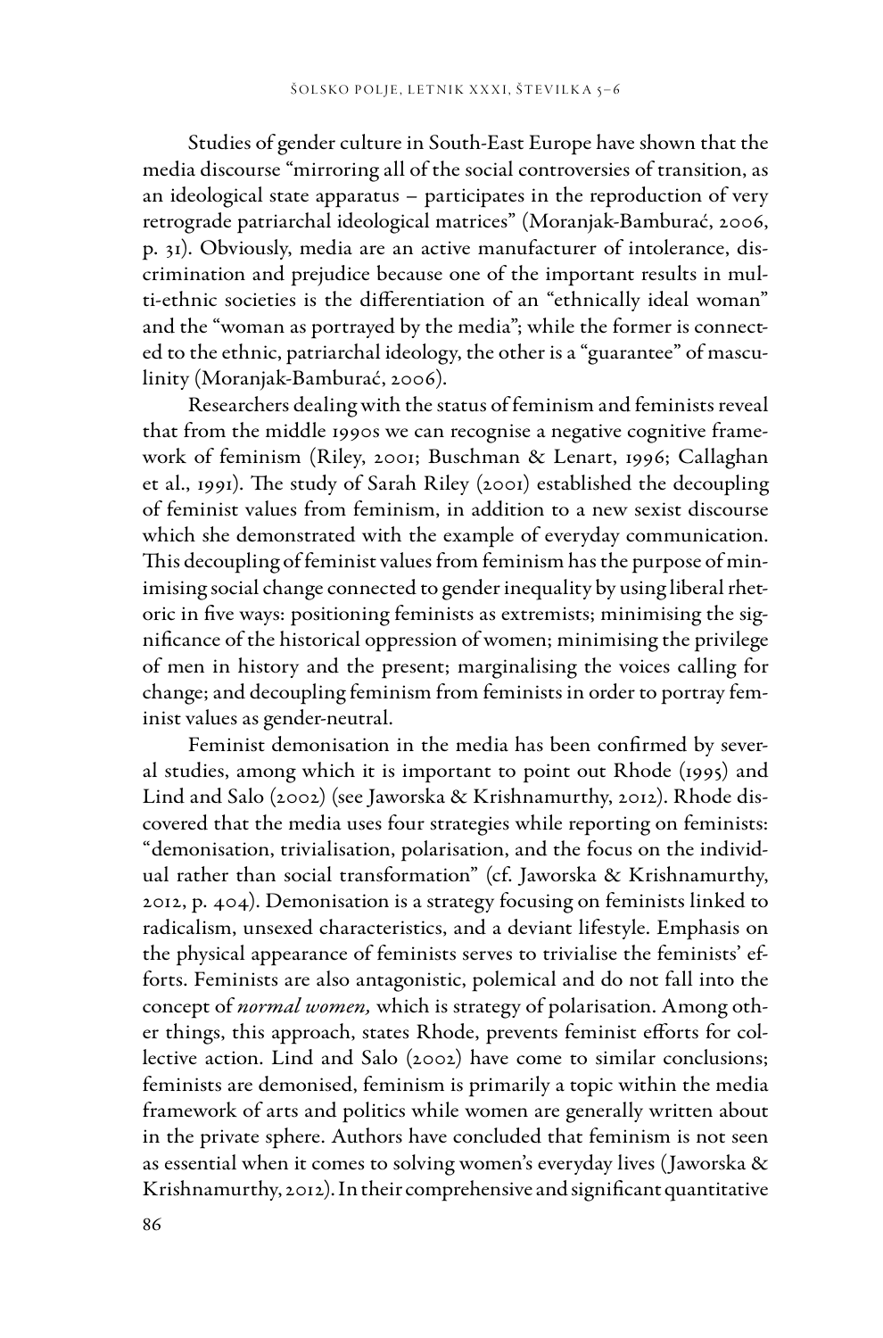Studies of gender culture in South-East Europe have shown that the media discourse "mirroring all of the social controversies of transition, as an ideological state apparatus – participates in the reproduction of very retrograde patriarchal ideological matrices" (Moranjak-Bamburać, 2006, p. 31). Obviously, media are an active manufacturer of intolerance, discrimination and prejudice because one of the important results in multi-ethnic societies is the differentiation of an "ethnically ideal woman" and the "woman as portrayed by the media"; while the former is connected to the ethnic, patriarchal ideology, the other is a "guarantee" of masculinity (Moranjak-Bamburać, 2006).

Researchers dealing with the status of feminism and feminists reveal that from the middle 1990s we can recognise a negative cognitive framework of feminism (Riley, 2001; Buschman & Lenart, 1996; Callaghan et al., 1991). The study of Sarah Riley (2001) established the decoupling of feminist values from feminism, in addition to a new sexist discourse which she demonstrated with the example of everyday communication. This decoupling of feminist values from feminism has the purpose of minimising social change connected to gender inequality by using liberal rhetoric in five ways: positioning feminists as extremists; minimising the significance of the historical oppression of women; minimising the privilege of men in history and the present; marginalising the voices calling for change; and decoupling feminism from feminists in order to portray feminist values as gender-neutral.

Feminist demonisation in the media has been confirmed by several studies, among which it is important to point out Rhode (1995) and Lind and Salo (2002) (see Jaworska & Krishnamurthy, 2012). Rhode discovered that the media uses four strategies while reporting on feminists: "demonisation, trivialisation, polarisation, and the focus on the individual rather than social transformation" (cf. Jaworska & Krishnamurthy, 2012, p. 404). Demonisation is a strategy focusing on feminists linked to radicalism, unsexed characteristics, and a deviant lifestyle. Emphasis on the physical appearance of feminists serves to trivialise the feminists' efforts. Feminists are also antagonistic, polemical and do not fall into the concept of *normal women,* which is strategy of polarisation. Among other things, this approach, states Rhode, prevents feminist efforts for collective action. Lind and Salo (2002) have come to similar conclusions; feminists are demonised, feminism is primarily a topic within the media framework of arts and politics while women are generally written about in the private sphere. Authors have concluded that feminism is not seen as essential when it comes to solving women's everyday lives (Jaworska & Krishnamurthy, 2012). In their comprehensive and significant quantitative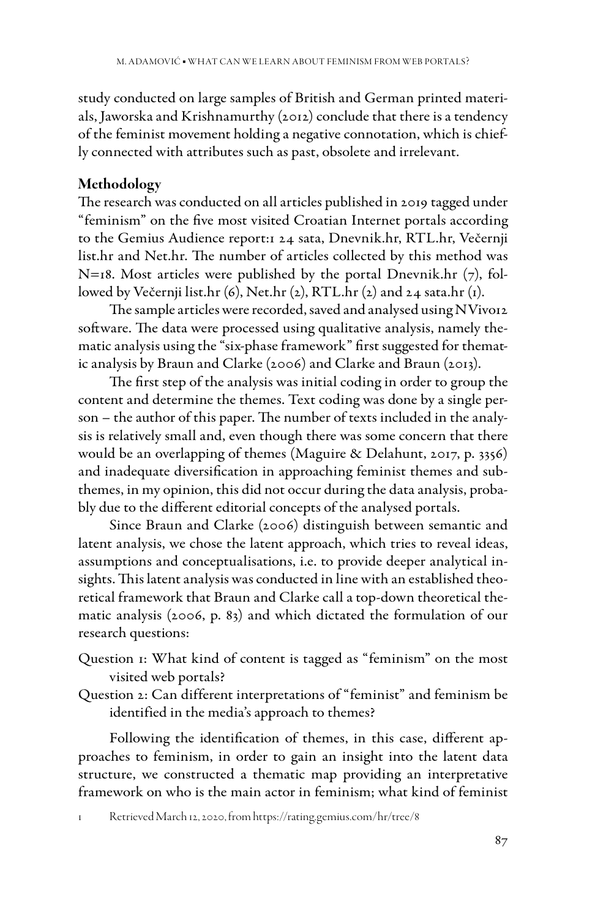study conducted on large samples of British and German printed materials, Jaworska and Krishnamurthy (2012) conclude that there is a tendency of the feminist movement holding a negative connotation, which is chiefly connected with attributes such as past, obsolete and irrelevant.

## Methodology

The research was conducted on all articles published in 2019 tagged under "feminism" on the five most visited Croatian Internet portals according to the Gemius Audience report:[1] 24 sata, Dnevnik.hr, RTL.hr, Večernji list.hr and Net.hr. The number of articles collected by this method was N=18. Most articles were published by the portal Dnevnik.hr (7), followed by Večernji list.hr (6), Net.hr (2), RTL.hr (2) and 24 sata.hr (1).

The sample articles were recorded, saved and analysed using NVivo12 software. The data were processed using qualitative analysis, namely thematic analysis using the "six-phase framework" first suggested for thematic analysis by Braun and Clarke (2006) and Clarke and Braun (2013).

The first step of the analysis was initial coding in order to group the content and determine the themes. Text coding was done by a single person – the author of this paper. The number of texts included in the analysis is relatively small and, even though there was some concern that there would be an overlapping of themes (Maguire & Delahunt, 2017, p. 3356) and inadequate diversification in approaching feminist themes and subthemes, in my opinion, this did not occur during the data analysis, probably due to the different editorial concepts of the analysed portals.

Since Braun and Clarke (2006) distinguish between semantic and latent analysis, we chose the latent approach, which tries to reveal ideas, assumptions and conceptualisations, i.e. to provide deeper analytical insights. This latent analysis was conducted in line with an established theoretical framework that Braun and Clarke call a top-down theoretical thematic analysis (2006, p. 83) and which dictated the formulation of our research questions:

Question 1: What kind of content is tagged as "feminism" on the most visited web portals?

Question 2: Can different interpretations of "feminist" and feminism be identified in the media's approach to themes?

Following the identification of themes, in this case, different approaches to feminism, in order to gain an insight into the latent data structure, we constructed a thematic map providing an interpretative framework on who is the main actor in feminism; what kind of feminist

[1] Retrieved March 12, 2020, from https://rating.gemius.com/hr/tree/8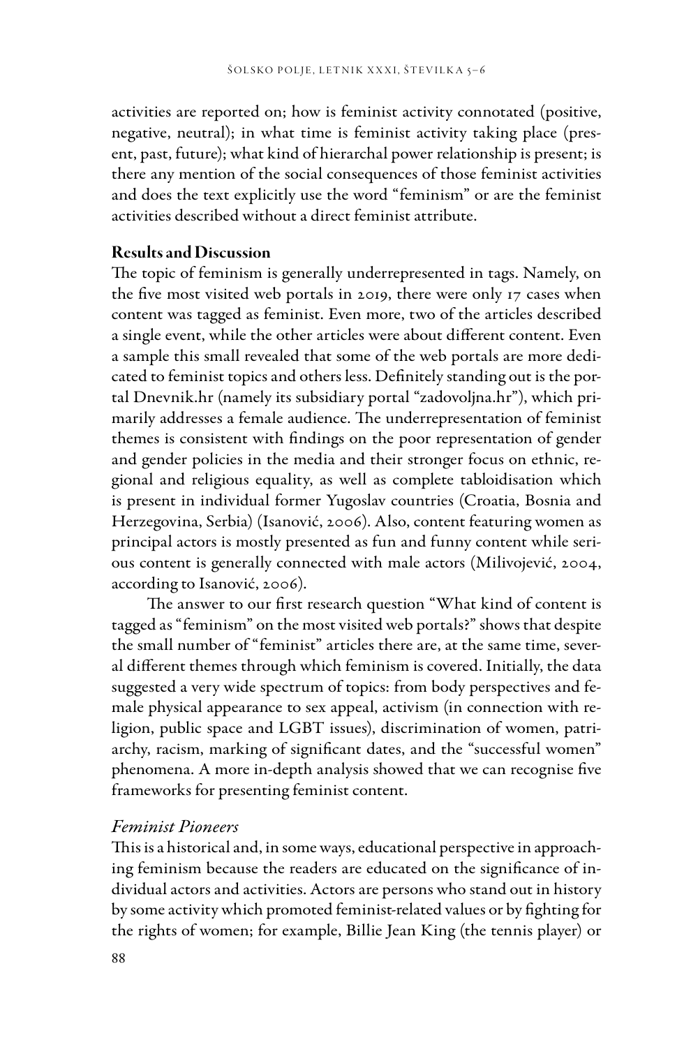activities are reported on; how is feminist activity connotated (positive, negative, neutral); in what time is feminist activity taking place (present, past, future); what kind of hierarchal power relationship is present; is there any mention of the social consequences of those feminist activities and does the text explicitly use the word "feminism" or are the feminist activities described without a direct feminist attribute.

## Results and Discussion

The topic of feminism is generally underrepresented in tags. Namely, on the five most visited web portals in 2019, there were only 17 cases when content was tagged as feminist. Even more, two of the articles described a single event, while the other articles were about different content. Even a sample this small revealed that some of the web portals are more dedicated to feminist topics and others less. Definitely standing out is the portal Dnevnik.hr (namely its subsidiary portal "zadovoljna.hr"), which primarily addresses a female audience. The underrepresentation of feminist themes is consistent with findings on the poor representation of gender and gender policies in the media and their stronger focus on ethnic, regional and religious equality, as well as complete tabloidisation which is present in individual former Yugoslav countries (Croatia, Bosnia and Herzegovina, Serbia) (Isanović, 2006). Also, content featuring women as principal actors is mostly presented as fun and funny content while serious content is generally connected with male actors (Milivojević, 2004, according to Isanović, 2006).

The answer to our first research question "What kind of content is tagged as "feminism" on the most visited web portals?" shows that despite the small number of "feminist" articles there are, at the same time, several different themes through which feminism is covered. Initially, the data suggested a very wide spectrum of topics: from body perspectives and female physical appearance to sex appeal, activism (in connection with religion, public space and LGBT issues), discrimination of women, patriarchy, racism, marking of significant dates, and the "successful women" phenomena. A more in-depth analysis showed that we can recognise five frameworks for presenting feminist content.

### *Feminist Pioneers*

This is a historical and, in some ways, educational perspective in approaching feminism because the readers are educated on the significance of individual actors and activities. Actors are persons who stand out in history by some activity which promoted feminist-related values or by fighting for the rights of women; for example, Billie Jean King (the tennis player) or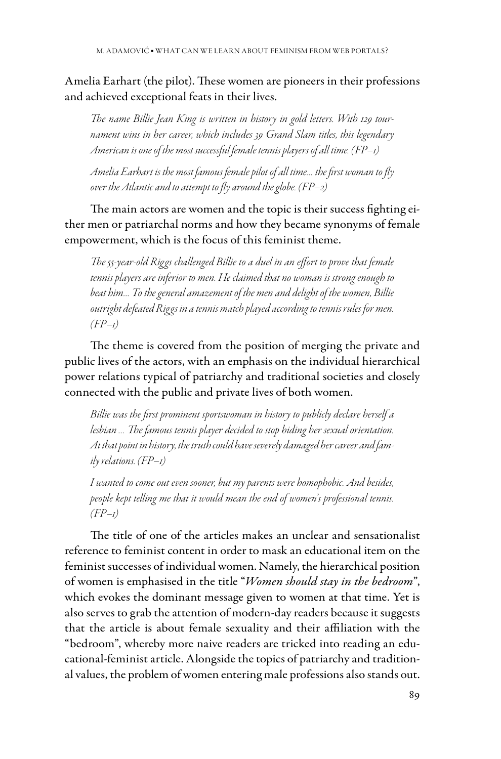Amelia Earhart (the pilot). These women are pioneers in their professions and achieved exceptional feats in their lives.

> *The name Billie Jean King is written in history in gold letters. With 129 tournament wins in her career, which includes 39 Grand Slam titles, this legendary American is one of the most successful female tennis players of all time. (FP–1)*

> *Amelia Earhart is the most famous female pilot of all time… the first woman to fly over the Atlantic and to attempt to fly around the globe. (FP–2)*

The main actors are women and the topic is their success fighting either men or patriarchal norms and how they became synonyms of female empowerment, which is the focus of this feminist theme.

> *The 55-year-old Riggs challenged Billie to a duel in an effort to prove that female tennis players are inferior to men. He claimed that no woman is strong enough to beat him… To the general amazement of the men and delight of the women, Billie outright defeated Riggs in a tennis match played according to tennis rules for men. (FP–1)*

The theme is covered from the position of merging the private and public lives of the actors, with an emphasis on the individual hierarchical power relations typical of patriarchy and traditional societies and closely connected with the public and private lives of both women.

> *Billie was the first prominent sportswoman in history to publicly declare herself a lesbian … The famous tennis player decided to stop hiding her sexual orientation. At that point in history, the truth could have severely damaged her career and family relations. (FP–1)*

> *I wanted to come out even sooner, but my parents were homophobic. And besides, people kept telling me that it would mean the end of women's professional tennis. (FP–1)*

The title of one of the articles makes an unclear and sensationalist reference to feminist content in order to mask an educational item on the feminist successes of individual women. Namely, the hierarchical position of women is emphasised in the title "***Women should stay in the bedroom***", which evokes the dominant message given to women at that time. Yet is also serves to grab the attention of modern-day readers because it suggests that the article is about female sexuality and their affiliation with the "bedroom", whereby more naive readers are tricked into reading an educational-feminist article. Alongside the topics of patriarchy and traditional values, the problem of women entering male professions also stands out.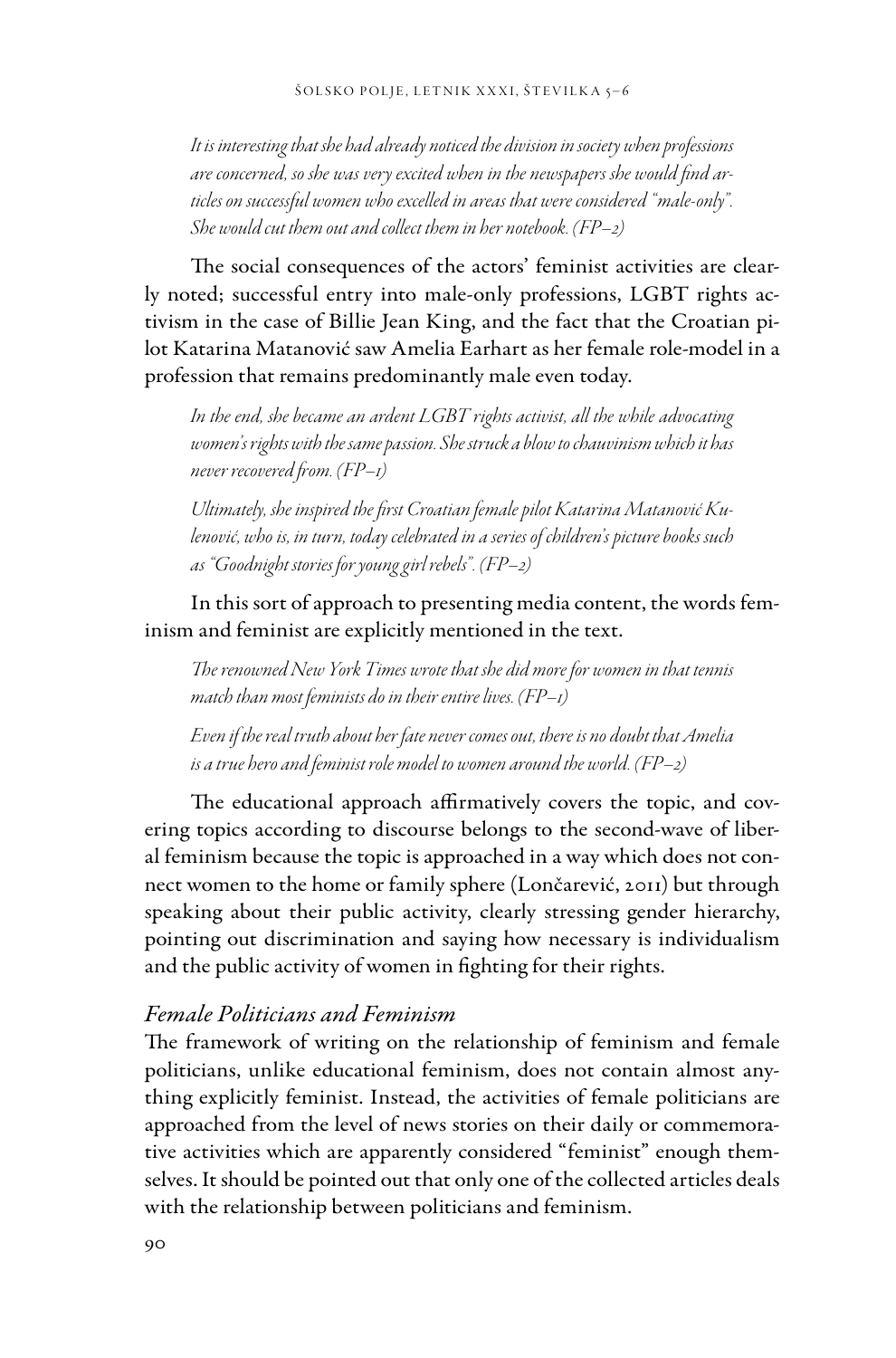*It is interesting that she had already noticed the division in society when professions are concerned, so she was very excited when in the newspapers she would find articles on successful women who excelled in areas that were considered "male-only". She would cut them out and collect them in her notebook. (FP–2)*

The social consequences of the actors' feminist activities are clearly noted; successful entry into male-only professions, LGBT rights activism in the case of Billie Jean King, and the fact that the Croatian pilot Katarina Matanović saw Amelia Earhart as her female role-model in a profession that remains predominantly male even today.

*In the end, she became an ardent LGBT rights activist, all the while advocating women's rights with the same passion. She struck a blow to chauvinism which it has never recovered from. (FP–1)*

*Ultimately, she inspired the first Croatian female pilot Katarina Matanović Kulenović, who is, in turn, today celebrated in a series of children's picture books such as "Goodnight stories for young girl rebels". (FP–2)*

In this sort of approach to presenting media content, the words feminism and feminist are explicitly mentioned in the text.

*The renowned New York Times wrote that she did more for women in that tennis match than most feminists do in their entire lives. (FP–1)*

*Even if the real truth about her fate never comes out, there is no doubt that Amelia is a true hero and feminist role model to women around the world. (FP–2)*

The educational approach affirmatively covers the topic, and covering topics according to discourse belongs to the second-wave of liberal feminism because the topic is approached in a way which does not connect women to the home or family sphere (Lončarević, 2011) but through speaking about their public activity, clearly stressing gender hierarchy, pointing out discrimination and saying how necessary is individualism and the public activity of women in fighting for their rights.

### *Female Politicians and Feminism*

The framework of writing on the relationship of feminism and female politicians, unlike educational feminism, does not contain almost anything explicitly feminist. Instead, the activities of female politicians are approached from the level of news stories on their daily or commemorative activities which are apparently considered "feminist" enough themselves. It should be pointed out that only one of the collected articles deals with the relationship between politicians and feminism.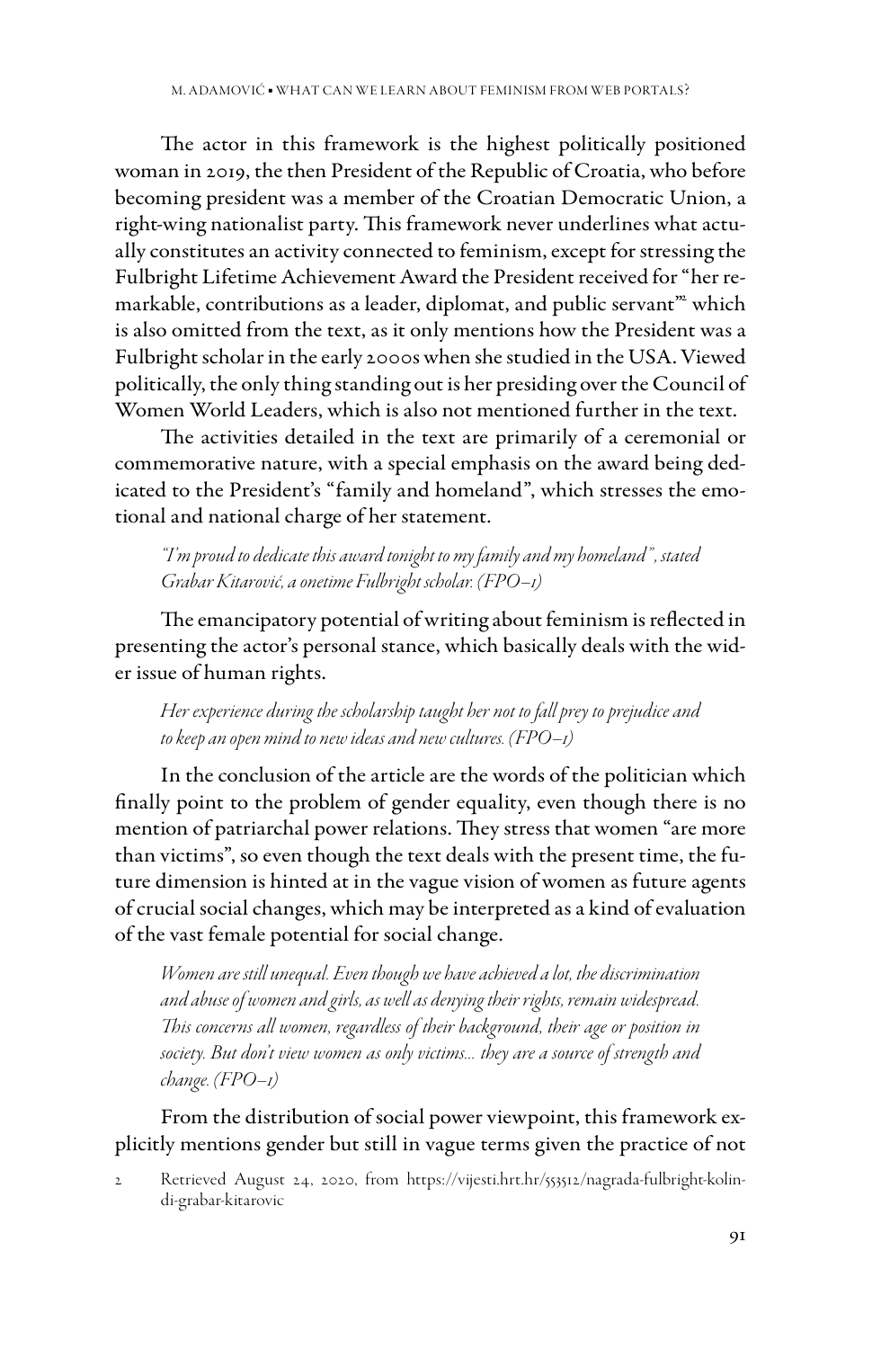The actor in this framework is the highest politically positioned woman in 2019, the then President of the Republic of Croatia, who before becoming president was a member of the Croatian Democratic Union, a right-wing nationalist party. This framework never underlines what actually constitutes an activity connected to feminism, except for stressing the Fulbright Lifetime Achievement Award the President received for "her remarkable, contributions as a leader, diplomat, and public servant"[2] which is also omitted from the text, as it only mentions how the President was a Fulbright scholar in the early 2000s when she studied in the USA. Viewed politically, the only thing standing out is her presiding over the Council of Women World Leaders, which is also not mentioned further in the text.

The activities detailed in the text are primarily of a ceremonial or commemorative nature, with a special emphasis on the award being dedicated to the President's "family and homeland", which stresses the emotional and national charge of her statement.

> *"I'm proud to dedicate this award tonight to my family and my homeland", stated Grabar Kitarović, a onetime Fulbright scholar. (FPO–1)*

The emancipatory potential of writing about feminism is reflected in presenting the actor's personal stance, which basically deals with the wider issue of human rights.

> *Her experience during the scholarship taught her not to fall prey to prejudice and to keep an open mind to new ideas and new cultures. (FPO–1)*

In the conclusion of the article are the words of the politician which finally point to the problem of gender equality, even though there is no mention of patriarchal power relations. They stress that women "are more than victims", so even though the text deals with the present time, the future dimension is hinted at in the vague vision of women as future agents of crucial social changes, which may be interpreted as a kind of evaluation of the vast female potential for social change.

> *Women are still unequal. Even though we have achieved a lot, the discrimination and abuse of women and girls, as well as denying their rights, remain widespread. This concerns all women, regardless of their background, their age or position in society. But don't view women as only victims... they are a source of strength and change. (FPO–1)*

From the distribution of social power viewpoint, this framework explicitly mentions gender but still in vague terms given the practice of not

2 Retrieved August 24, 2020, from https://vijesti.hrt.hr/553512/nagrada-fulbright-kolindi-grabar-kitarovic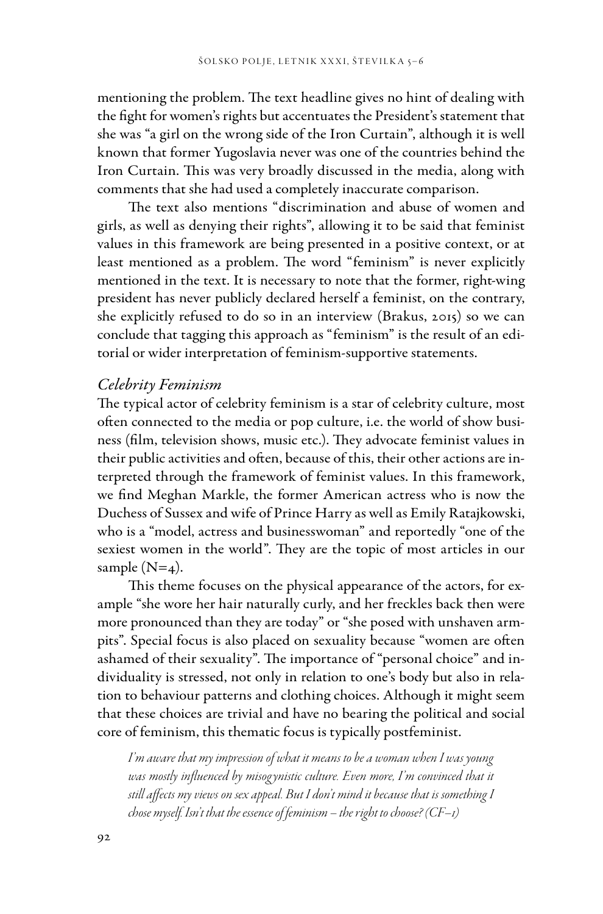mentioning the problem. The text headline gives no hint of dealing with the fight for women's rights but accentuates the President's statement that she was "a girl on the wrong side of the Iron Curtain", although it is well known that former Yugoslavia never was one of the countries behind the Iron Curtain. This was very broadly discussed in the media, along with comments that she had used a completely inaccurate comparison.

The text also mentions "discrimination and abuse of women and girls, as well as denying their rights", allowing it to be said that feminist values in this framework are being presented in a positive context, or at least mentioned as a problem. The word "feminism" is never explicitly mentioned in the text. It is necessary to note that the former, right-wing president has never publicly declared herself a feminist, on the contrary, she explicitly refused to do so in an interview (Brakus, 2015) so we can conclude that tagging this approach as "feminism" is the result of an editorial or wider interpretation of feminism-supportive statements.

### *Celebrity Feminism*

The typical actor of celebrity feminism is a star of celebrity culture, most often connected to the media or pop culture, i.e. the world of show business (film, television shows, music etc.). They advocate feminist values in their public activities and often, because of this, their other actions are interpreted through the framework of feminist values. In this framework, we find Meghan Markle, the former American actress who is now the Duchess of Sussex and wife of Prince Harry as well as Emily Ratajkowski, who is a "model, actress and businesswoman" and reportedly "one of the sexiest women in the world". They are the topic of most articles in our sample (N=4).

This theme focuses on the physical appearance of the actors, for example "she wore her hair naturally curly, and her freckles back then were more pronounced than they are today" or "she posed with unshaven armpits". Special focus is also placed on sexuality because "women are often ashamed of their sexuality". The importance of "personal choice" and individuality is stressed, not only in relation to one's body but also in relation to behaviour patterns and clothing choices. Although it might seem that these choices are trivial and have no bearing the political and social core of feminism, this thematic focus is typically postfeminist.

> *I'm aware that my impression of what it means to be a woman when I was young was mostly influenced by misogynistic culture. Even more, I'm convinced that it still affects my views on sex appeal. But I don't mind it because that is something I chose myself. Isn't that the essence of feminism – the right to choose? (CF–1)*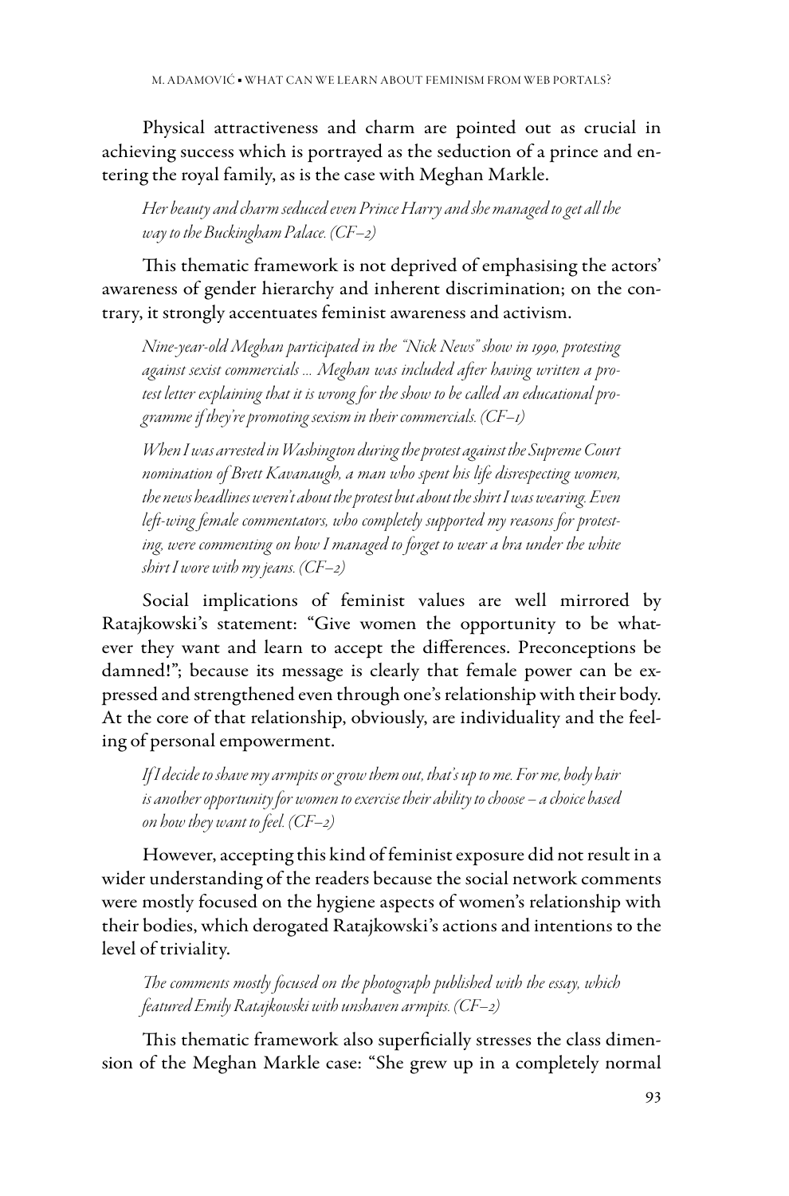Physical attractiveness and charm are pointed out as crucial in achieving success which is portrayed as the seduction of a prince and entering the royal family, as is the case with Meghan Markle.

> *Her beauty and charm seduced even Prince Harry and she managed to get all the way to the Buckingham Palace. (CF–2)*

This thematic framework is not deprived of emphasising the actors' awareness of gender hierarchy and inherent discrimination; on the contrary, it strongly accentuates feminist awareness and activism.

> *Nine-year-old Meghan participated in the "Nick News" show in 1990, protesting against sexist commercials ... Meghan was included after having written a protest letter explaining that it is wrong for the show to be called an educational programme if they're promoting sexism in their commercials. (CF–1)*

> *When I was arrested in Washington during the protest against the Supreme Court nomination of Brett Kavanaugh, a man who spent his life disrespecting women, the news headlines weren't about the protest but about the shirt I was wearing. Even left-wing female commentators, who completely supported my reasons for protesting, were commenting on how I managed to forget to wear a bra under the white shirt I wore with my jeans. (CF–2)*

Social implications of feminist values are well mirrored by Ratajkowski's statement: "Give women the opportunity to be whatever they want and learn to accept the differences. Preconceptions be damned!"; because its message is clearly that female power can be expressed and strengthened even through one's relationship with their body. At the core of that relationship, obviously, are individuality and the feeling of personal empowerment.

> *If I decide to shave my armpits or grow them out, that's up to me. For me, body hair is another opportunity for women to exercise their ability to choose – a choice based on how they want to feel. (CF–2)*

However, accepting this kind of feminist exposure did not result in a wider understanding of the readers because the social network comments were mostly focused on the hygiene aspects of women's relationship with their bodies, which derogated Ratajkowski's actions and intentions to the level of triviality.

> *The comments mostly focused on the photograph published with the essay, which featured Emily Ratajkowski with unshaven armpits. (CF–2)*

This thematic framework also superficially stresses the class dimension of the Meghan Markle case: "She grew up in a completely normal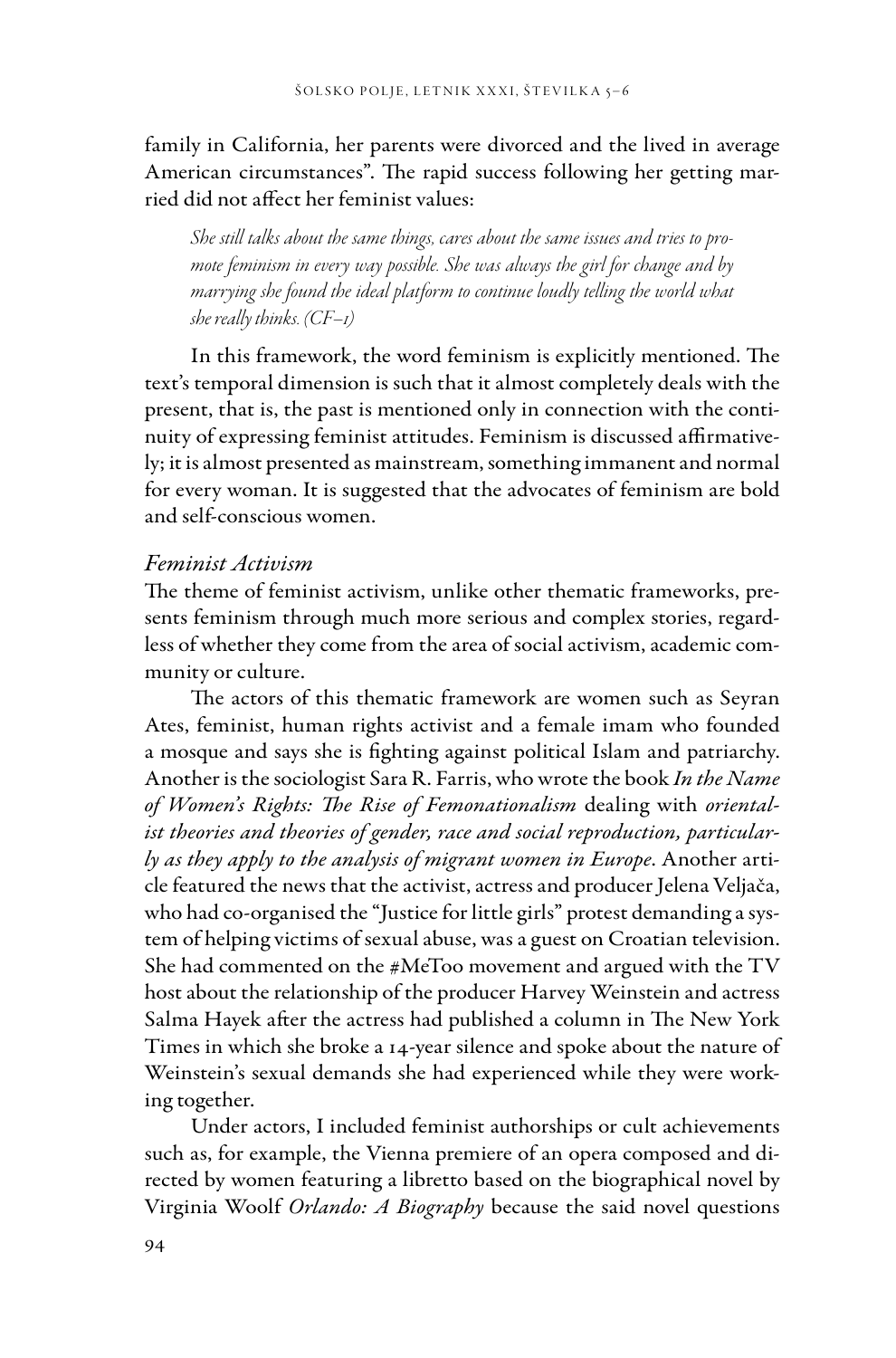family in California, her parents were divorced and the lived in average American circumstances". The rapid success following her getting married did not affect her feminist values:

> *She still talks about the same things, cares about the same issues and tries to promote feminism in every way possible. She was always the girl for change and by marrying she found the ideal platform to continue loudly telling the world what she really thinks. (CF–1)*

In this framework, the word feminism is explicitly mentioned. The text's temporal dimension is such that it almost completely deals with the present, that is, the past is mentioned only in connection with the continuity of expressing feminist attitudes. Feminism is discussed affirmatively; it is almost presented as mainstream, something immanent and normal for every woman. It is suggested that the advocates of feminism are bold and self-conscious women.

### *Feminist Activism*

The theme of feminist activism, unlike other thematic frameworks, presents feminism through much more serious and complex stories, regardless of whether they come from the area of social activism, academic community or culture.

The actors of this thematic framework are women such as Seyran Ates, feminist, human rights activist and a female imam who founded a mosque and says she is fighting against political Islam and patriarchy. Another is the sociologist Sara R. Farris, who wrote the book *In the Name of Women's Rights: The Rise of Femonationalism* dealing with *orientalist theories and theories of gender, race and social reproduction, particularly as they apply to the analysis of migrant women in Europe*. Another article featured the news that the activist, actress and producer Jelena Veljača, who had co-organised the "Justice for little girls" protest demanding a system of helping victims of sexual abuse, was a guest on Croatian television. She had commented on the #MeToo movement and argued with the TV host about the relationship of the producer Harvey Weinstein and actress Salma Hayek after the actress had published a column in The New York Times in which she broke a 14-year silence and spoke about the nature of Weinstein's sexual demands she had experienced while they were working together.

Under actors, I included feminist authorships or cult achievements such as, for example, the Vienna premiere of an opera composed and directed by women featuring a libretto based on the biographical novel by Virginia Woolf *Orlando: A Biography* because the said novel questions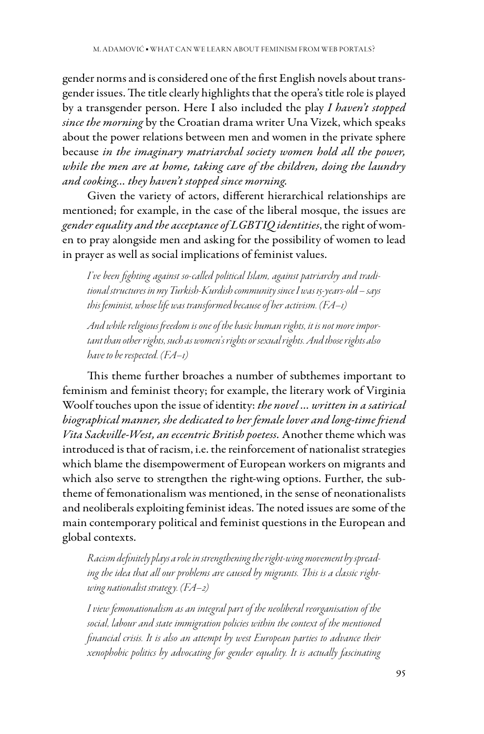gender norms and is considered one of the first English novels about transgender issues. The title clearly highlights that the opera's title role is played by a transgender person. Here I also included the play *I haven't stopped since the morning* by the Croatian drama writer Una Vizek, which speaks about the power relations between men and women in the private sphere because ***in the imaginary matriarchal society women hold all the power, while the men are at home, taking care of the children, doing the laundry and cooking... they haven't stopped since morning.***

Given the variety of actors, different hierarchical relationships are mentioned; for example, in the case of the liberal mosque, the issues are ***gender equality and the acceptance of LGBTIQ identities***, the right of women to pray alongside men and asking for the possibility of women to lead in prayer as well as social implications of feminist values.

> *I've been fighting against so-called political Islam, against patriarchy and traditional structures in my Turkish-Kurdish community since I was 15-years-old – says this feminist, whose life was transformed because of her activism. (FA–1)*

> *And while religious freedom is one of the basic human rights, it is not more important than other rights, such as women's rights or sexual rights. And those rights also have to be respected. (FA–1)*

This theme further broaches a number of subthemes important to feminism and feminist theory; for example, the literary work of Virginia Woolf touches upon the issue of identity: ***the novel ... written in a satirical biographical manner, she dedicated to her female lover and long-time friend Vita Sackville-West, an eccentric British poetess.*** Another theme which was introduced is that of racism, i.e. the reinforcement of nationalist strategies which blame the disempowerment of European workers on migrants and which also serve to strengthen the right-wing options. Further, the subtheme of femonationalism was mentioned, in the sense of neonationalists and neoliberals exploiting feminist ideas. The noted issues are some of the main contemporary political and feminist questions in the European and global contexts.

> *Racism definitely plays a role in strengthening the right-wing movement by spreading the idea that all our problems are caused by migrants. This is a classic right-wing nationalist strategy. (FA–2)*

> *I view femonationalism as an integral part of the neoliberal reorganisation of the social, labour and state immigration policies within the context of the mentioned financial crisis. It is also an attempt by west European parties to advance their xenophobic politics by advocating for gender equality. It is actually fascinating*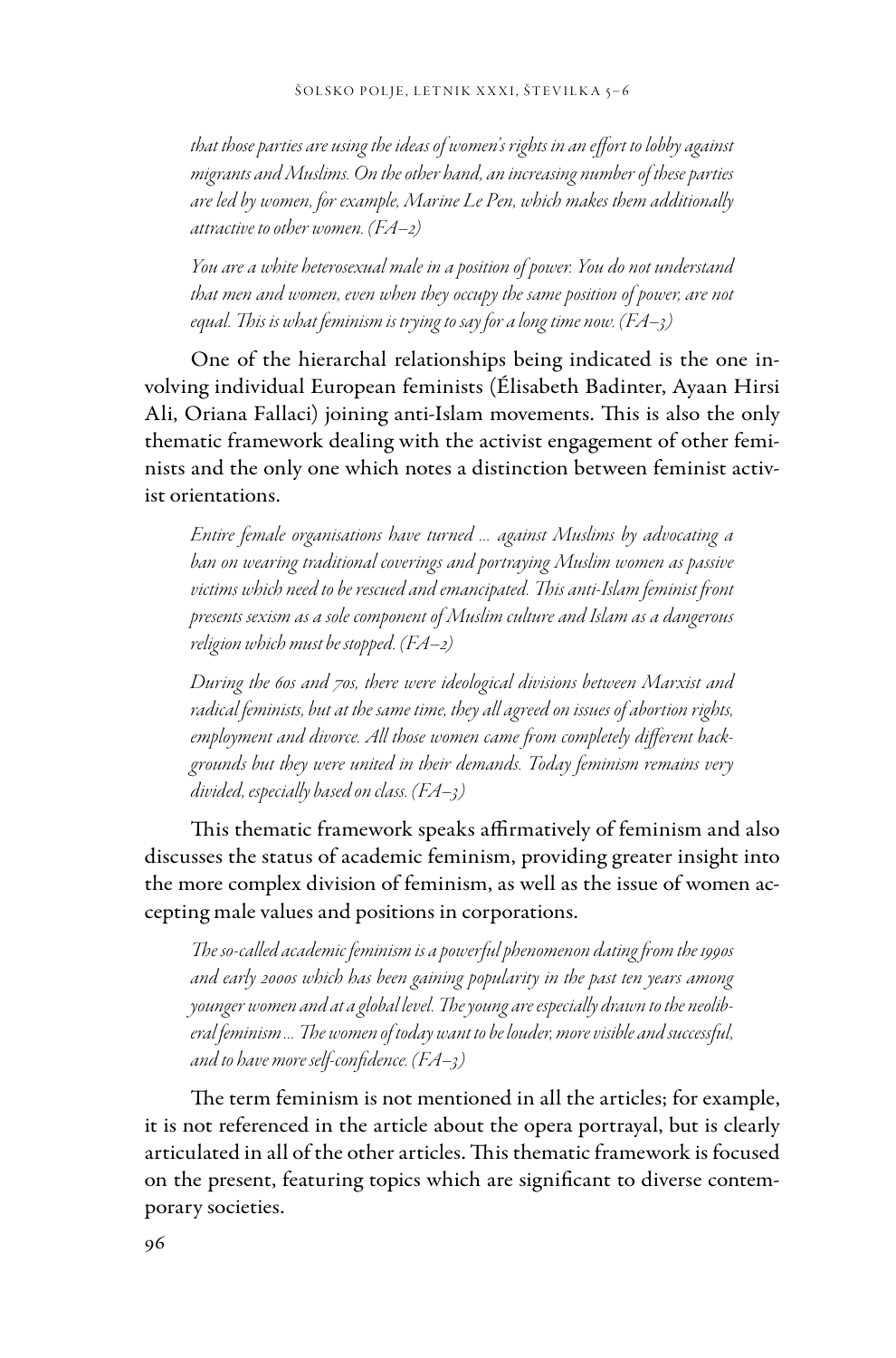*that those parties are using the ideas of women's rights in an effort to lobby against migrants and Muslims. On the other hand, an increasing number of these parties are led by women, for example, Marine Le Pen, which makes them additionally attractive to other women. (FA–2)*

*You are a white heterosexual male in a position of power. You do not understand that men and women, even when they occupy the same position of power, are not equal. This is what feminism is trying to say for a long time now. (FA–3)*

One of the hierarchal relationships being indicated is the one involving individual European feminists (Élisabeth Badinter, Ayaan Hirsi Ali, Oriana Fallaci) joining anti-Islam movements. This is also the only thematic framework dealing with the activist engagement of other feminists and the only one which notes a distinction between feminist activist orientations.

*Entire female organisations have turned … against Muslims by advocating a ban on wearing traditional coverings and portraying Muslim women as passive victims which need to be rescued and emancipated. This anti-Islam feminist front presents sexism as a sole component of Muslim culture and Islam as a dangerous religion which must be stopped. (FA–2)*

*During the 60s and 70s, there were ideological divisions between Marxist and radical feminists, but at the same time, they all agreed on issues of abortion rights, employment and divorce. All those women came from completely different backgrounds but they were united in their demands. Today feminism remains very divided, especially based on class. (FA–3)*

This thematic framework speaks affirmatively of feminism and also discusses the status of academic feminism, providing greater insight into the more complex division of feminism, as well as the issue of women accepting male values and positions in corporations.

*The so-called academic feminism is a powerful phenomenon dating from the 1990s and early 2000s which has been gaining popularity in the past ten years among younger women and at a global level. The young are especially drawn to the neoliberal feminism … The women of today want to be louder, more visible and successful, and to have more self-confidence. (FA–3)*

The term feminism is not mentioned in all the articles; for example, it is not referenced in the article about the opera portrayal, but is clearly articulated in all of the other articles. This thematic framework is focused on the present, featuring topics which are significant to diverse contemporary societies.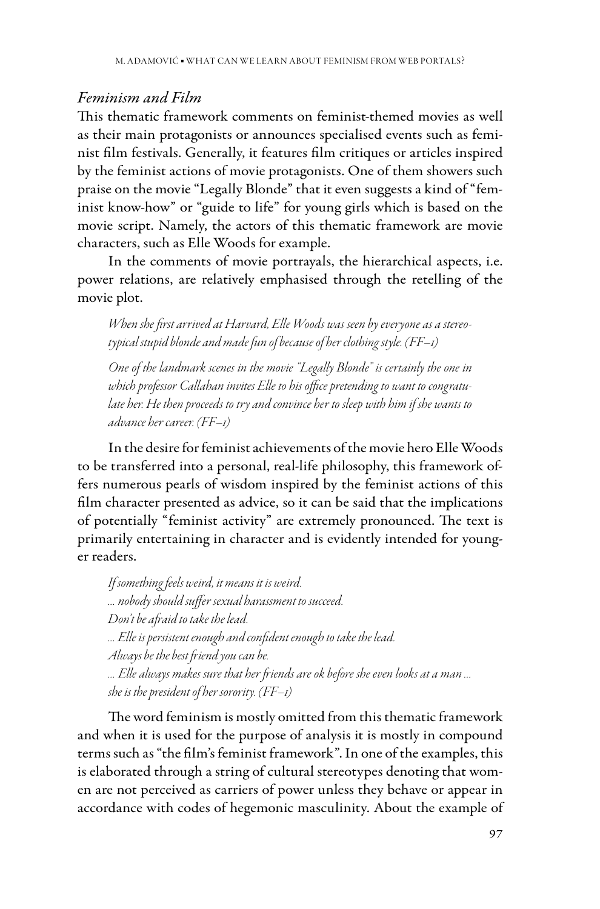### *Feminism and Film*

This thematic framework comments on feminist-themed movies as well as their main protagonists or announces specialised events such as feminist film festivals. Generally, it features film critiques or articles inspired by the feminist actions of movie protagonists. One of them showers such praise on the movie "Legally Blonde" that it even suggests a kind of "feminist know-how" or "guide to life" for young girls which is based on the movie script. Namely, the actors of this thematic framework are movie characters, such as Elle Woods for example.

In the comments of movie portrayals, the hierarchical aspects, i.e. power relations, are relatively emphasised through the retelling of the movie plot.

> *When she first arrived at Harvard, Elle Woods was seen by everyone as a stereotypical stupid blonde and made fun of because of her clothing style. (FF–1)*
>
> *One of the landmark scenes in the movie "Legally Blonde" is certainly the one in which professor Callahan invites Elle to his office pretending to want to congratulate her. He then proceeds to try and convince her to sleep with him if she wants to advance her career. (FF–1)*

In the desire for feminist achievements of the movie hero Elle Woods to be transferred into a personal, real-life philosophy, this framework offers numerous pearls of wisdom inspired by the feminist actions of this film character presented as advice, so it can be said that the implications of potentially "feminist activity" are extremely pronounced. The text is primarily entertaining in character and is evidently intended for younger readers.

> *If something feels weird, it means it is weird.*
> *... nobody should suffer sexual harassment to succeed.*
> *Don't be afraid to take the lead.*
> *... Elle is persistent enough and confident enough to take the lead.*
> *Always be the best friend you can be.*
> *... Elle always makes sure that her friends are ok before she even looks at a man ... she is the president of her sorority. (FF–1)*

The word feminism is mostly omitted from this thematic framework and when it is used for the purpose of analysis it is mostly in compound terms such as "the film's feminist framework". In one of the examples, this is elaborated through a string of cultural stereotypes denoting that women are not perceived as carriers of power unless they behave or appear in accordance with codes of hegemonic masculinity. About the example of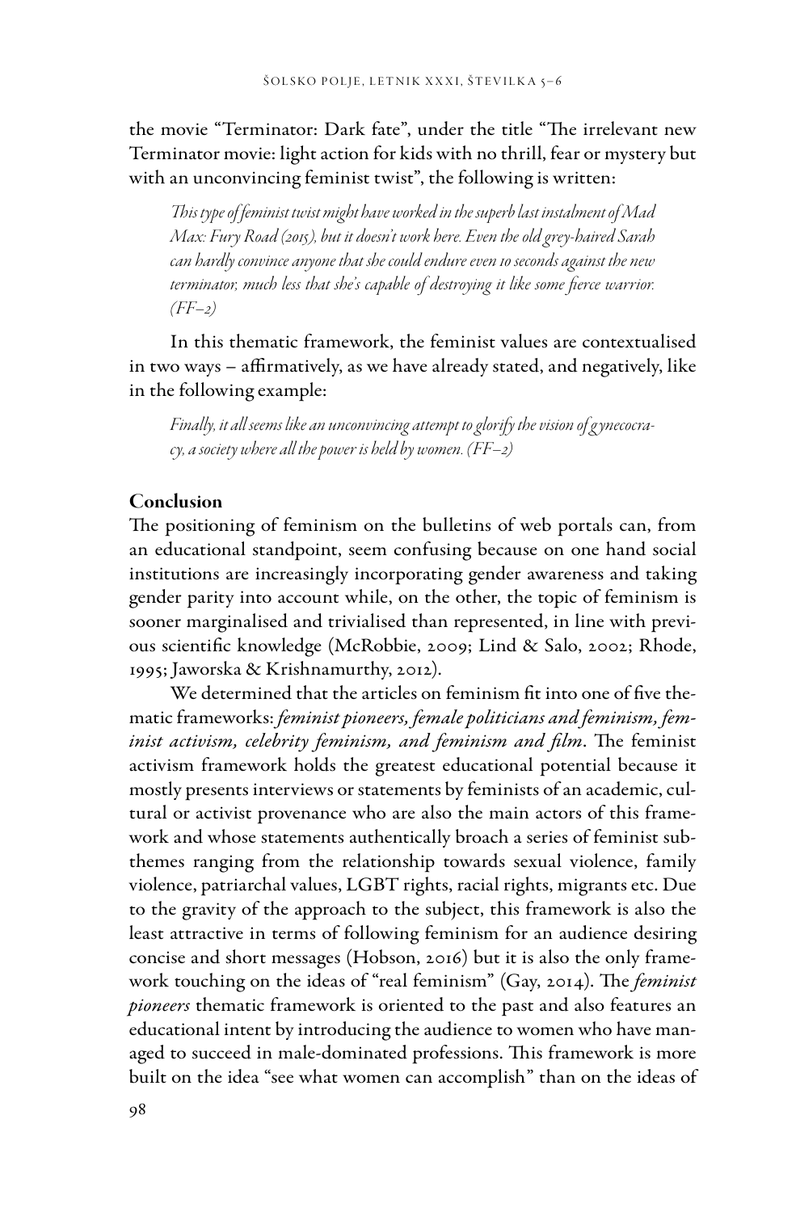the movie "Terminator: Dark fate", under the title "The irrelevant new Terminator movie: light action for kids with no thrill, fear or mystery but with an unconvincing feminist twist", the following is written:

> *This type of feminist twist might have worked in the superb last instalment of Mad Max: Fury Road (2015), but it doesn't work here. Even the old grey-haired Sarah can hardly convince anyone that she could endure even 10 seconds against the new terminator, much less that she's capable of destroying it like some fierce warrior. (FF–2)*

In this thematic framework, the feminist values are contextualised in two ways – affirmatively, as we have already stated, and negatively, like in the following example:

> *Finally, it all seems like an unconvincing attempt to glorify the vision of gynecocracy, a society where all the power is held by women. (FF–2)*

## Conclusion

The positioning of feminism on the bulletins of web portals can, from an educational standpoint, seem confusing because on one hand social institutions are increasingly incorporating gender awareness and taking gender parity into account while, on the other, the topic of feminism is sooner marginalised and trivialised than represented, in line with previous scientific knowledge (McRobbie, 2009; Lind & Salo, 2002; Rhode, 1995; Jaworska & Krishnamurthy, 2012).

We determined that the articles on feminism fit into one of five thematic frameworks: *feminist pioneers, female politicians and feminism, feminist activism, celebrity feminism, and feminism and film*. The feminist activism framework holds the greatest educational potential because it mostly presents interviews or statements by feminists of an academic, cultural or activist provenance who are also the main actors of this framework and whose statements authentically broach a series of feminist subthemes ranging from the relationship towards sexual violence, family violence, patriarchal values, LGBT rights, racial rights, migrants etc. Due to the gravity of the approach to the subject, this framework is also the least attractive in terms of following feminism for an audience desiring concise and short messages (Hobson, 2016) but it is also the only framework touching on the ideas of "real feminism" (Gay, 2014). The *feminist pioneers* thematic framework is oriented to the past and also features an educational intent by introducing the audience to women who have managed to succeed in male-dominated professions. This framework is more built on the idea "see what women can accomplish" than on the ideas of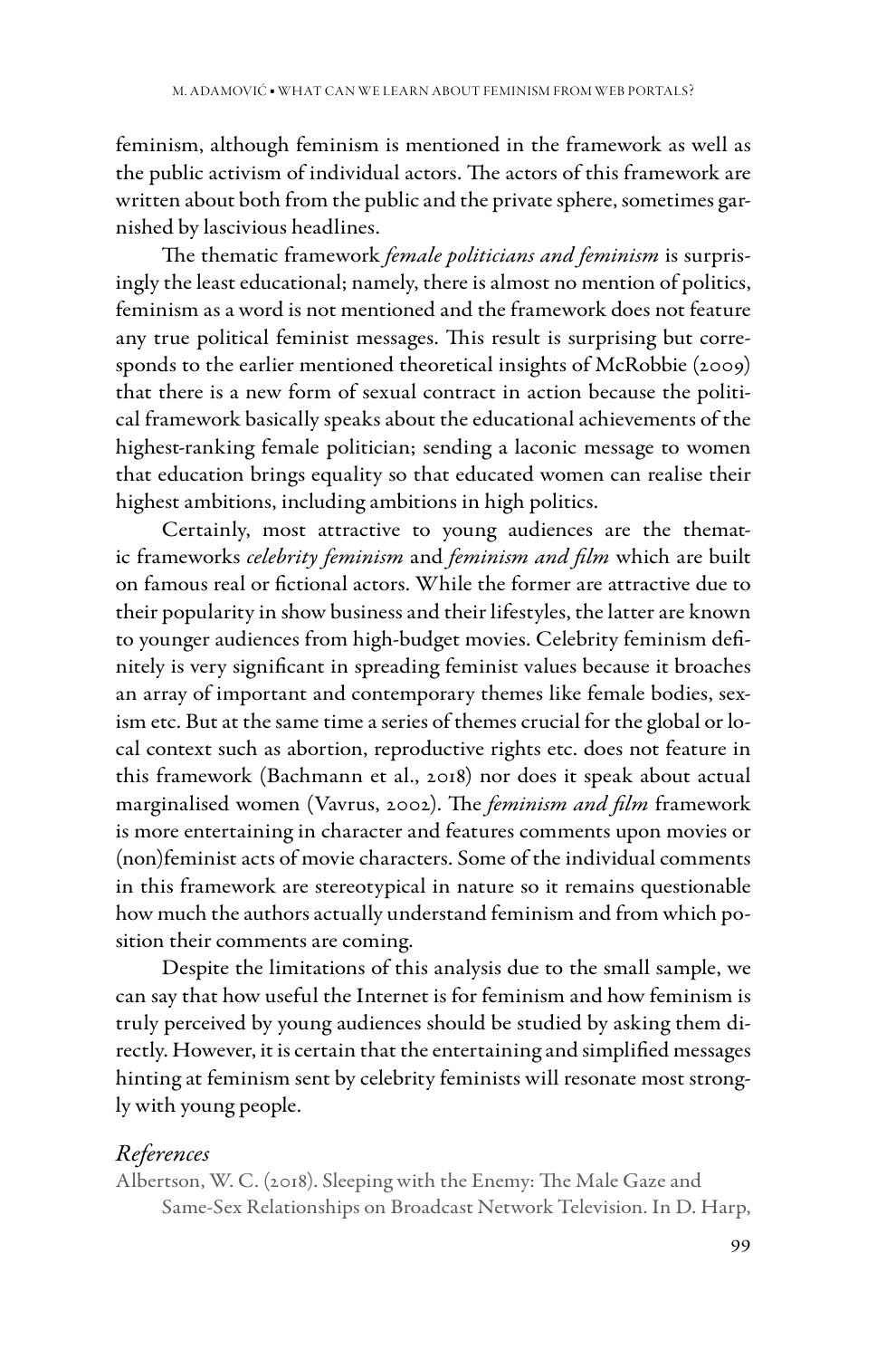feminism, although feminism is mentioned in the framework as well as the public activism of individual actors. The actors of this framework are written about both from the public and the private sphere, sometimes garnished by lascivious headlines.

The thematic framework *female politicians and feminism* is surprisingly the least educational; namely, there is almost no mention of politics, feminism as a word is not mentioned and the framework does not feature any true political feminist messages. This result is surprising but corresponds to the earlier mentioned theoretical insights of McRobbie (2009) that there is a new form of sexual contract in action because the political framework basically speaks about the educational achievements of the highest-ranking female politician; sending a laconic message to women that education brings equality so that educated women can realise their highest ambitions, including ambitions in high politics.

Certainly, most attractive to young audiences are the thematic frameworks *celebrity feminism* and *feminism and film* which are built on famous real or fictional actors. While the former are attractive due to their popularity in show business and their lifestyles, the latter are known to younger audiences from high-budget movies. Celebrity feminism definitely is very significant in spreading feminist values because it broaches an array of important and contemporary themes like female bodies, sexism etc. But at the same time a series of themes crucial for the global or local context such as abortion, reproductive rights etc. does not feature in this framework (Bachmann et al., 2018) nor does it speak about actual marginalised women (Vavrus, 2002). The *feminism and film* framework is more entertaining in character and features comments upon movies or (non)feminist acts of movie characters. Some of the individual comments in this framework are stereotypical in nature so it remains questionable how much the authors actually understand feminism and from which position their comments are coming.

Despite the limitations of this analysis due to the small sample, we can say that how useful the Internet is for feminism and how feminism is truly perceived by young audiences should be studied by asking them directly. However, it is certain that the entertaining and simplified messages hinting at feminism sent by celebrity feminists will resonate most strongly with young people.

## *References*

Albertson, W. C. (2018). Sleeping with the Enemy: The Male Gaze and Same-Sex Relationships on Broadcast Network Television. In D. Harp,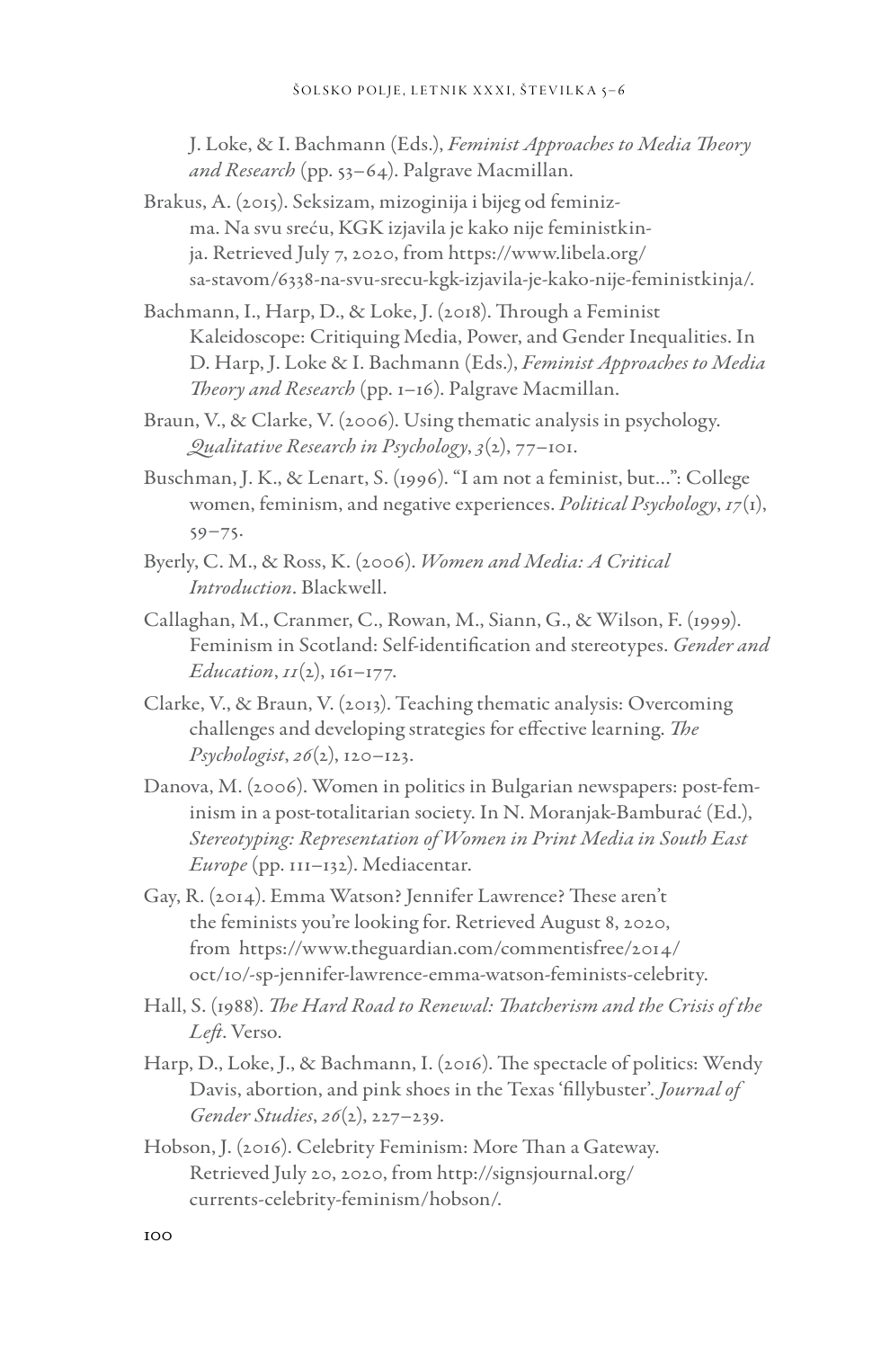J. Loke, & I. Bachmann (Eds.), *Feminist Approaches to Media Theory and Research* (pp. 53–64). Palgrave Macmillan.

Brakus, A. (2015). Seksizam, mizoginija i bijeg od feminizma. Na svu sreću, KGK izjavila je kako nije feministkinja. Retrieved July 7, 2020, from https://www.libela.org/sa-stavom/6338-na-svu-srecu-kgk-izjavila-je-kako-nije-feministkinja/.

Bachmann, I., Harp, D., & Loke, J. (2018). Through a Feminist Kaleidoscope: Critiquing Media, Power, and Gender Inequalities. In D. Harp, J. Loke & I. Bachmann (Eds.), *Feminist Approaches to Media Theory and Research* (pp. 1–16). Palgrave Macmillan.

Braun, V., & Clarke, V. (2006). Using thematic analysis in psychology. *Qualitative Research in Psychology*, *3*(2), 77–101.

Buschman, J. K., & Lenart, S. (1996). "I am not a feminist, but...": College women, feminism, and negative experiences. *Political Psychology*, *17*(1), 59–75.

Byerly, C. M., & Ross, K. (2006). *Women and Media: A Critical Introduction*. Blackwell.

Callaghan, M., Cranmer, C., Rowan, M., Siann, G., & Wilson, F. (1999). Feminism in Scotland: Self-identification and stereotypes. *Gender and Education*, *11*(2), 161–177.

Clarke, V., & Braun, V. (2013). Teaching thematic analysis: Overcoming challenges and developing strategies for effective learning. *The Psychologist*, *26*(2), 120–123.

Danova, M. (2006). Women in politics in Bulgarian newspapers: post-feminism in a post-totalitarian society. In N. Moranjak-Bamburać (Ed.), *Stereotyping: Representation of Women in Print Media in South East Europe* (pp. 111–132). Mediacentar.

Gay, R. (2014). Emma Watson? Jennifer Lawrence? These aren't the feminists you're looking for. Retrieved August 8, 2020, from https://www.theguardian.com/commentisfree/2014/oct/10/-sp-jennifer-lawrence-emma-watson-feminists-celebrity.

Hall, S. (1988). *The Hard Road to Renewal: Thatcherism and the Crisis of the Left*. Verso.

Harp, D., Loke, J., & Bachmann, I. (2016). The spectacle of politics: Wendy Davis, abortion, and pink shoes in the Texas 'fillybuster'. *Journal of Gender Studies*, *26*(2), 227–239.

Hobson, J. (2016). Celebrity Feminism: More Than a Gateway. Retrieved July 20, 2020, from http://signsjournal.org/currents-celebrity-feminism/hobson/.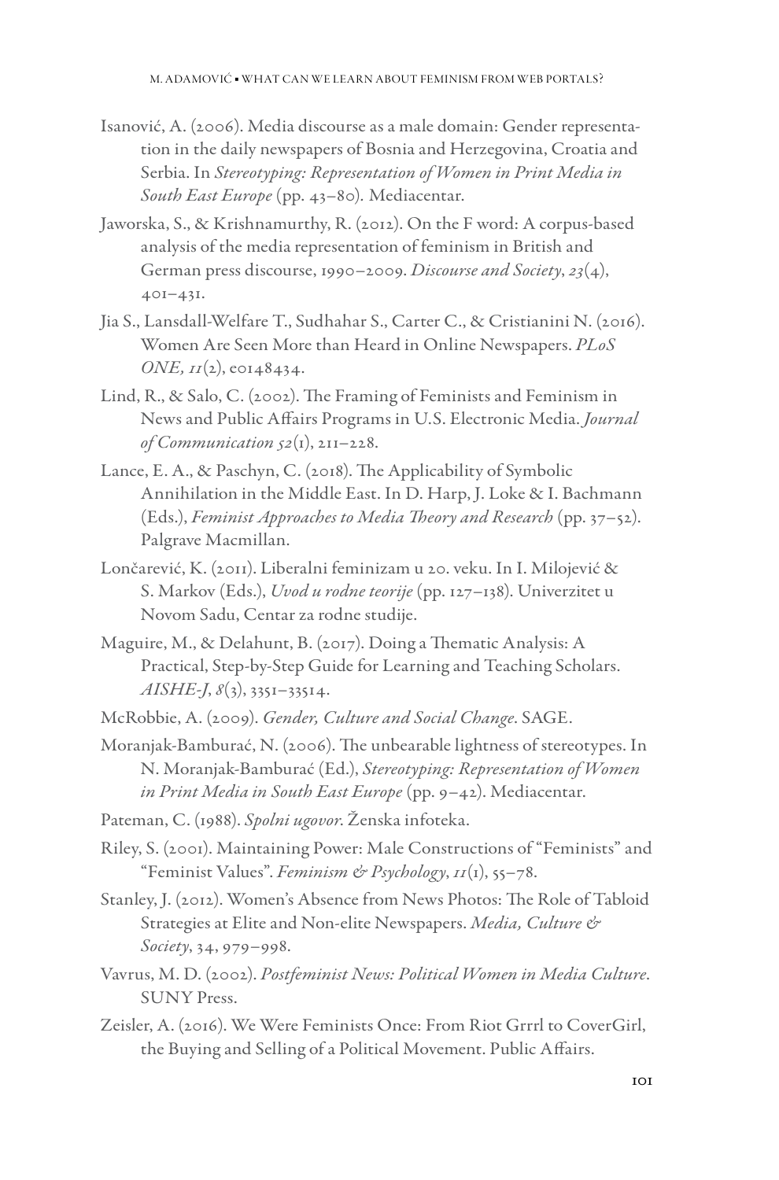Isanović, A. (2006). Media discourse as a male domain: Gender representation in the daily newspapers of Bosnia and Herzegovina, Croatia and Serbia. In *Stereotyping: Representation of Women in Print Media in South East Europe* (pp. 43–80). Mediacentar.

Jaworska, S., & Krishnamurthy, R. (2012). On the F word: A corpus-based analysis of the media representation of feminism in British and German press discourse, 1990–2009. *Discourse and Society*, *23*(4), 401–431.

Jia S., Lansdall-Welfare T., Sudhahar S., Carter C., & Cristianini N. (2016). Women Are Seen More than Heard in Online Newspapers. *PLoS ONE, 11*(2), e0148434.

Lind, R., & Salo, C. (2002). The Framing of Feminists and Feminism in News and Public Affairs Programs in U.S. Electronic Media. *Journal of Communication 52*(1), 211–228.

Lance, E. A., & Paschyn, C. (2018). The Applicability of Symbolic Annihilation in the Middle East. In D. Harp, J. Loke & I. Bachmann (Eds.), *Feminist Approaches to Media Theory and Research* (pp. 37–52). Palgrave Macmillan.

Lončarević, K. (2011). Liberalni feminizam u 20. veku. In I. Milojević & S. Markov (Eds.), *Uvod u rodne teorije* (pp. 127–138). Univerzitet u Novom Sadu, Centar za rodne studije.

Maguire, M., & Delahunt, B. (2017). Doing a Thematic Analysis: A Practical, Step-by-Step Guide for Learning and Teaching Scholars. *AISHE-J*, *8*(3), 3351–33514.

McRobbie, A. (2009). *Gender, Culture and Social Change*. SAGE.

Moranjak-Bamburać, N. (2006). The unbearable lightness of stereotypes. In N. Moranjak-Bamburać (Ed.), *Stereotyping: Representation of Women in Print Media in South East Europe* (pp. 9–42). Mediacentar.

Pateman, C. (1988). *Spolni ugovor*. Ženska infoteka.

Riley, S. (2001). Maintaining Power: Male Constructions of "Feminists" and "Feminist Values". *Feminism & Psychology*, *11*(1), 55–78.

Stanley, J. (2012). Women's Absence from News Photos: The Role of Tabloid Strategies at Elite and Non-elite Newspapers. *Media, Culture & Society*, 34, 979–998.

Vavrus, M. D. (2002). *Postfeminist News: Political Women in Media Culture*. SUNY Press.

Zeisler, A. (2016). We Were Feminists Once: From Riot Grrrl to CoverGirl, the Buying and Selling of a Political Movement. Public Affairs.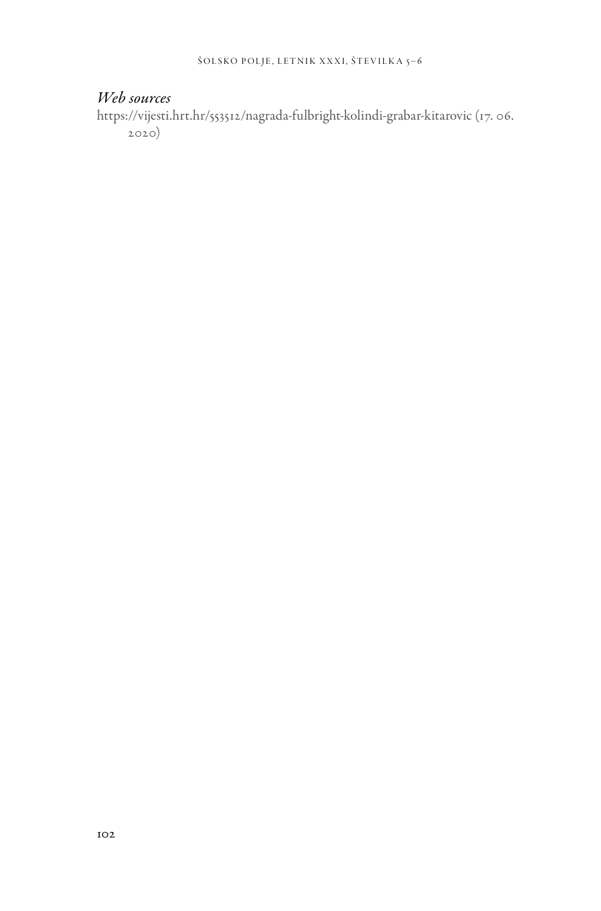*Web sources*

https://vijesti.hrt.hr/553512/nagrada-fulbright-kolindi-grabar-kitarovic (17. 06. 2020)